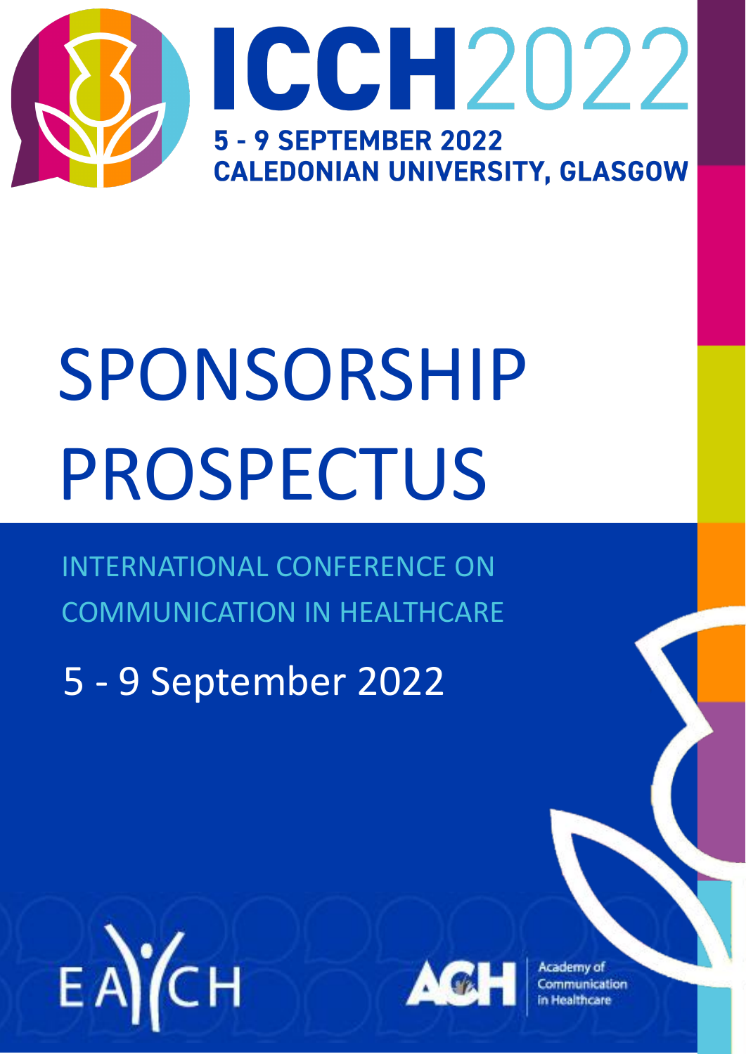# ICCH2022

**5 - 9 SEPTEMBER 2022**
**CALEDONIAN UNIVERSITY, GLASGOW**

# SPONSORSHIP PROSPECTUS

## INTERNATIONAL CONFERENCE ON COMMUNICATION IN HEALTHCARE

5 - 9 September 2022

EACH

ACH Academy of Communication in Healthcare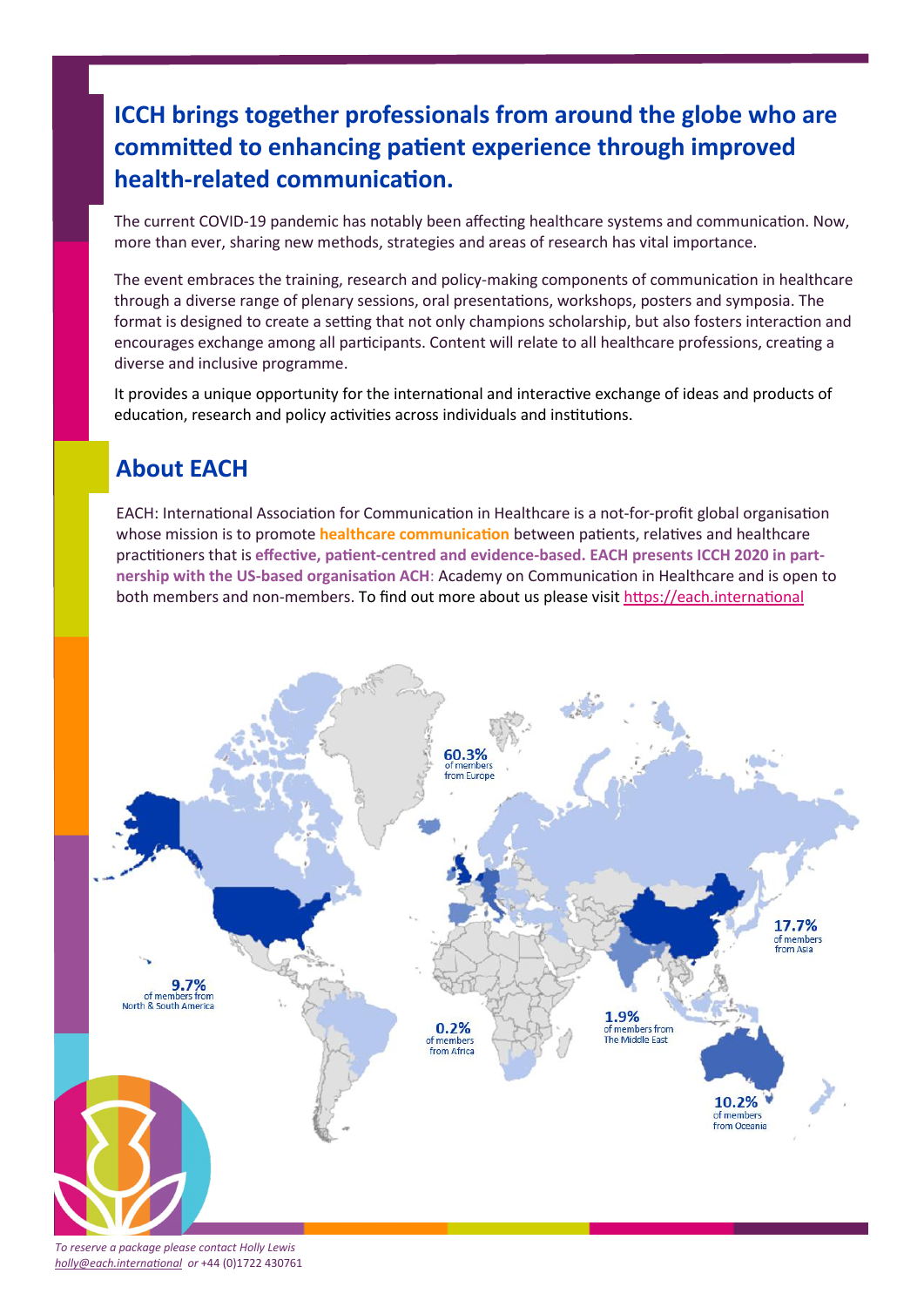## ICCH brings together professionals from around the globe who are committed to enhancing patient experience through improved health-related communication.

The current COVID-19 pandemic has notably been affecting healthcare systems and communication. Now, more than ever, sharing new methods, strategies and areas of research has vital importance.

The event embraces the training, research and policy-making components of communication in healthcare through a diverse range of plenary sessions, oral presentations, workshops, posters and symposia. The format is designed to create a setting that not only champions scholarship, but also fosters interaction and encourages exchange among all participants. Content will relate to all healthcare professions, creating a diverse and inclusive programme.

It provides a unique opportunity for the international and interactive exchange of ideas and products of education, research and policy activities across individuals and institutions.

## About EACH

EACH: International Association for Communication in Healthcare is a not-for-profit global organisation whose mission is to promote **healthcare communication** between patients, relatives and healthcare practitioners that is **effective, patient-centred and evidence-based. EACH presents ICCH 2020 in partnership with the US-based organisation ACH**: Academy on Communication in Healthcare and is open to both members and non-members. To find out more about us please visit https://each.international

60.3% of members from Europe

17.7% of members from Asia

9.7% of members from North & South America

0.2% of members from Africa

1.9% of members from The Middle East

10.2% of members from Oceania

*To reserve a package please contact Holly Lewis holly@each.international or* +44 (0)1722 430761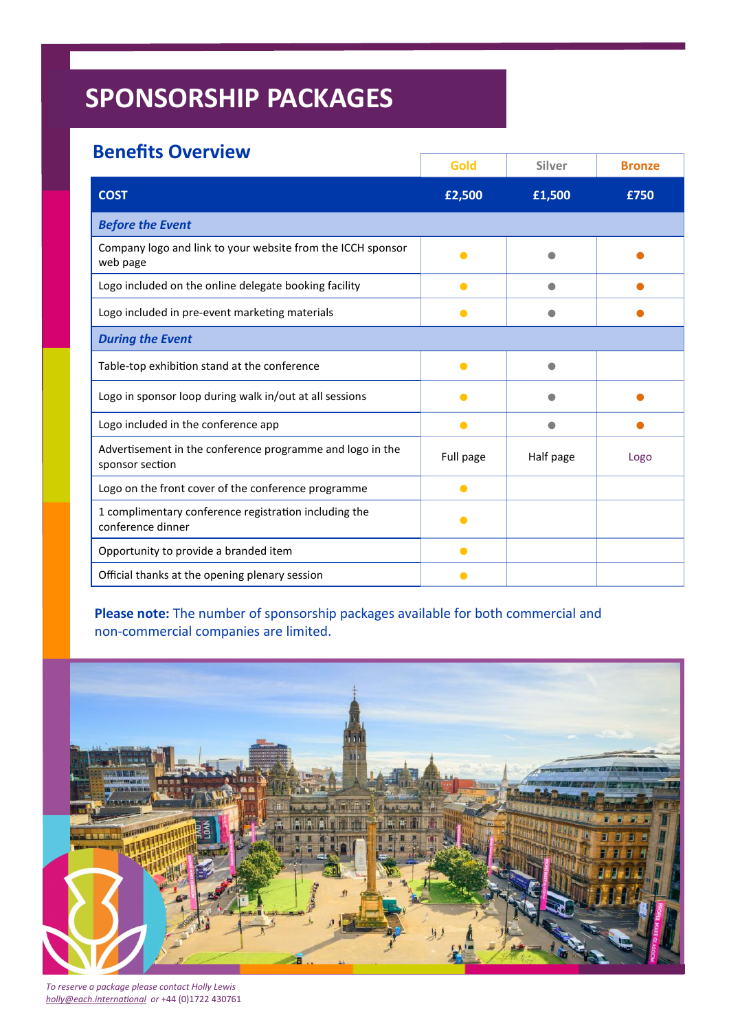# SPONSORSHIP PACKAGES

## Benefits Overview

| | Gold | Silver | Bronze |
|---|---|---|---|
| **COST** | **£2,500** | **£1,500** | **£750** |
| ***Before the Event*** | | | |
| Company logo and link to your website from the ICCH sponsor web page | ● | ● | ● |
| Logo included on the online delegate booking facility | ● | ● | ● |
| Logo included in pre-event marketing materials | ● | ● | ● |
| ***During the Event*** | | | |
| Table-top exhibition stand at the conference | ● | ● | |
| Logo in sponsor loop during walk in/out at all sessions | ● | ● | ● |
| Logo included in the conference app | ● | ● | ● |
| Advertisement in the conference programme and logo in the sponsor section | Full page | Half page | Logo |
| Logo on the front cover of the conference programme | ● | | |
| 1 complimentary conference registration including the conference dinner | ● | | |
| Opportunity to provide a branded item | ● | | |
| Official thanks at the opening plenary session | ● | | |

**Please note:** The number of sponsorship packages available for both commercial and non-commercial companies are limited.

*To reserve a package please contact Holly Lewis*
*holly@each.international* or +44 (0)1722 430761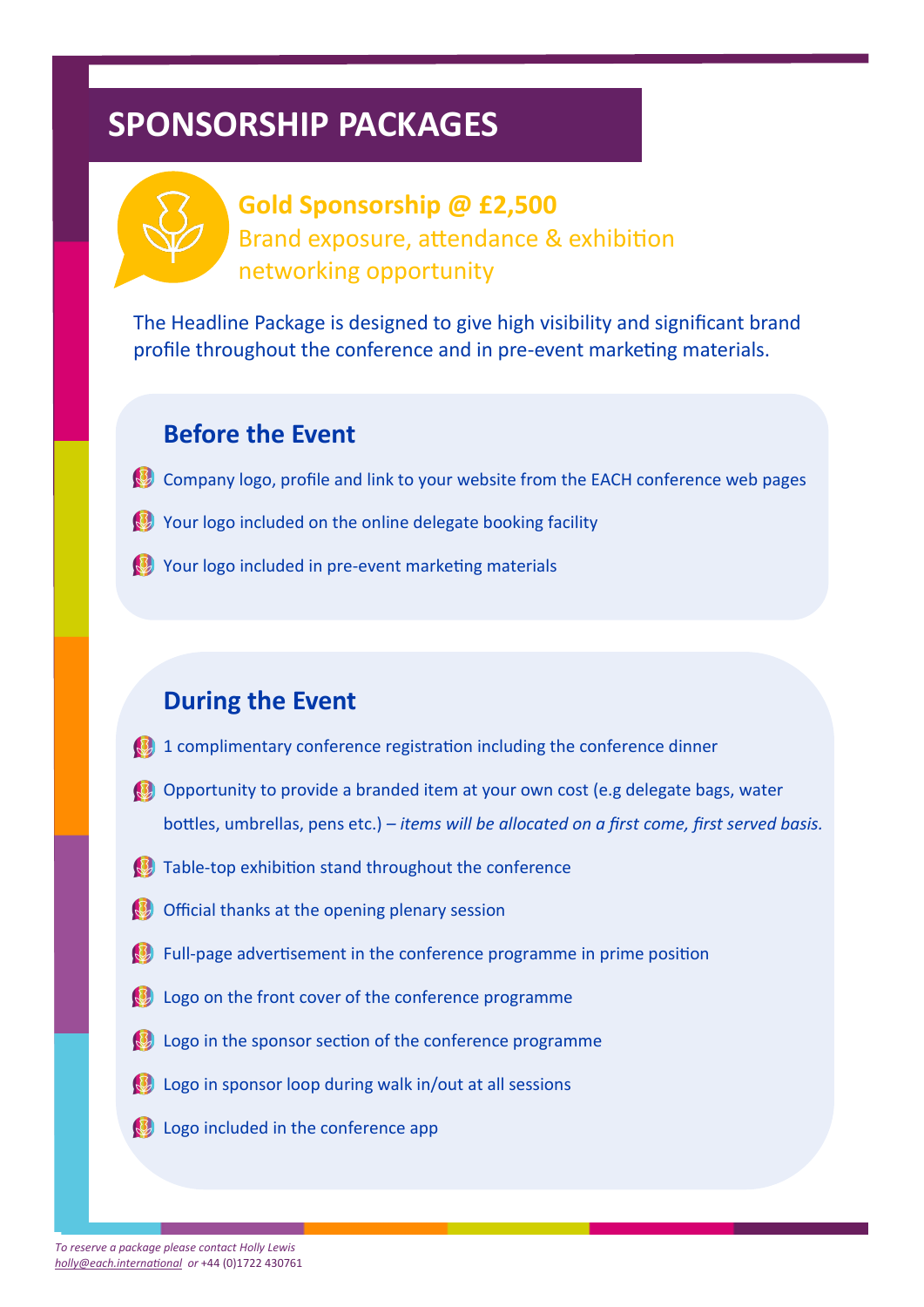# SPONSORSHIP PACKAGES

## Gold Sponsorship @ £2,500

Brand exposure, attendance & exhibition networking opportunity

The Headline Package is designed to give high visibility and significant brand profile throughout the conference and in pre-event marketing materials.

### Before the Event

- Company logo, profile and link to your website from the EACH conference web pages
- Your logo included on the online delegate booking facility
- Your logo included in pre-event marketing materials

### During the Event

- 1 complimentary conference registration including the conference dinner
- Opportunity to provide a branded item at your own cost (e.g delegate bags, water bottles, umbrellas, pens etc.) – *items will be allocated on a first come, first served basis.*
- Table-top exhibition stand throughout the conference
- Official thanks at the opening plenary session
- Full-page advertisement in the conference programme in prime position
- Logo on the front cover of the conference programme
- Logo in the sponsor section of the conference programme
- Logo in sponsor loop during walk in/out at all sessions
- Logo included in the conference app

*To reserve a package please contact Holly Lewis*
*holly@each.international* *or* +44 (0)1722 430761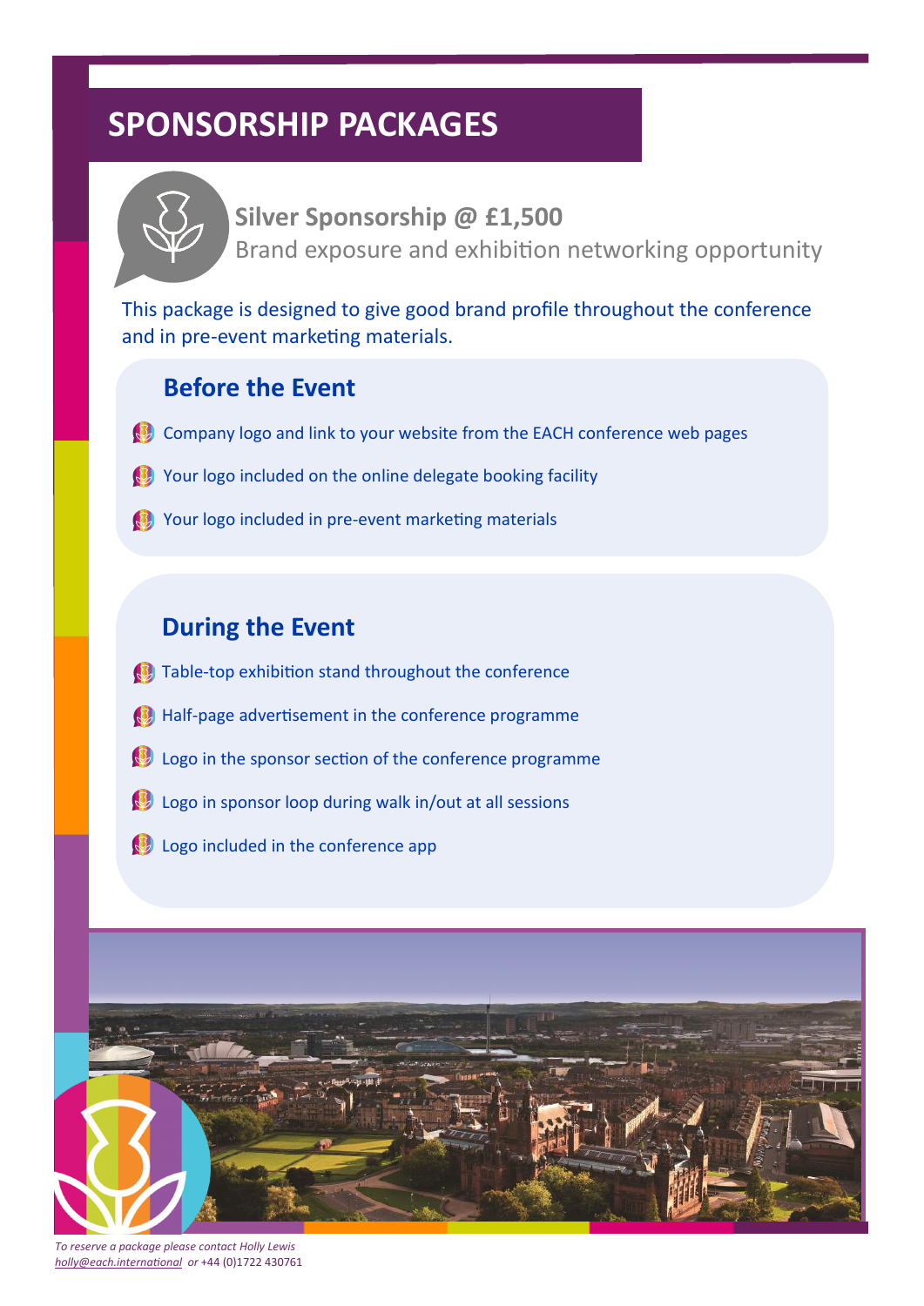# SPONSORSHIP PACKAGES

## Silver Sponsorship @ £1,500

Brand exposure and exhibition networking opportunity

This package is designed to give good brand profile throughout the conference and in pre-event marketing materials.

### Before the Event

- Company logo and link to your website from the EACH conference web pages
- Your logo included on the online delegate booking facility
- Your logo included in pre-event marketing materials

### During the Event

- Table-top exhibition stand throughout the conference
- Half-page advertisement in the conference programme
- Logo in the sponsor section of the conference programme
- Logo in sponsor loop during walk in/out at all sessions
- Logo included in the conference app

*To reserve a package please contact Holly Lewis [holly@each.international](mailto:holly@each.international) or* +44 (0)1722 430761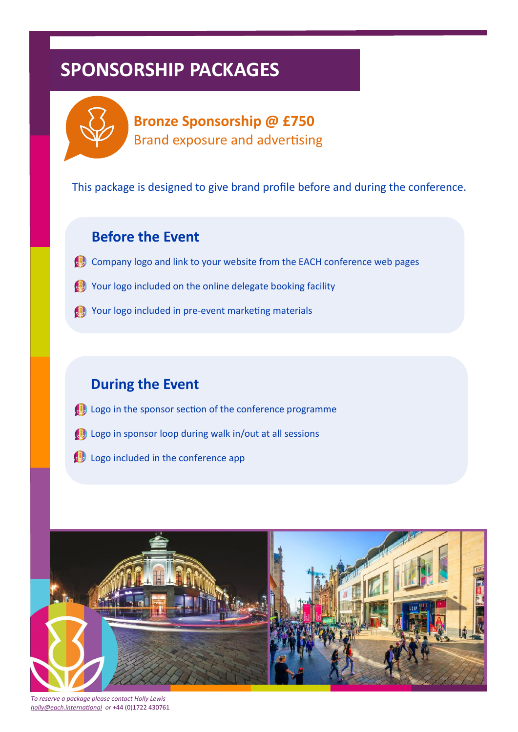# SPONSORSHIP PACKAGES

## Bronze Sponsorship @ £750

Brand exposure and advertising

This package is designed to give brand profile before and during the conference.

### Before the Event

- Company logo and link to your website from the EACH conference web pages
- Your logo included on the online delegate booking facility
- Your logo included in pre-event marketing materials

### During the Event

- Logo in the sponsor section of the conference programme
- Logo in sponsor loop during walk in/out at all sessions
- Logo included in the conference app

*To reserve a package please contact Holly Lewis [holly@each.international](mailto:holly@each.international) or* +44 (0)1722 430761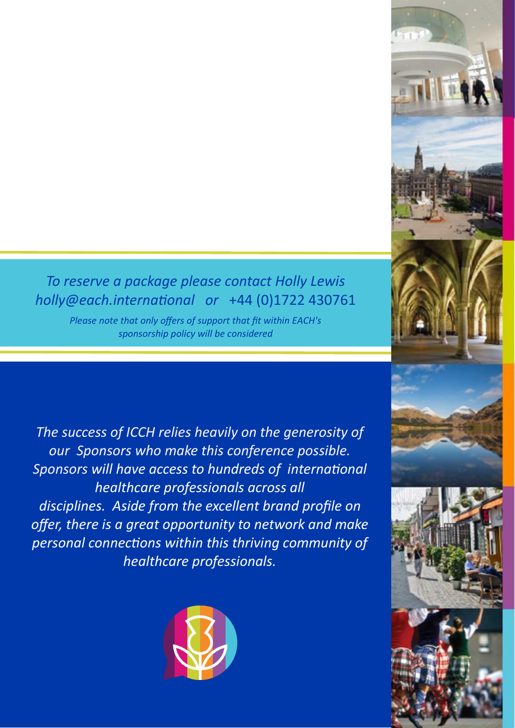*To reserve a package please contact Holly Lewis*
*holly@each.international* *or* +44 (0)1722 430761

*Please note that only offers of support that fit within EACH's sponsorship policy will be considered*

*The success of ICCH relies heavily on the generosity of our Sponsors who make this conference possible. Sponsors will have access to hundreds of international healthcare professionals across all disciplines. Aside from the excellent brand profile on offer, there is a great opportunity to network and make personal connections within this thriving community of healthcare professionals.*